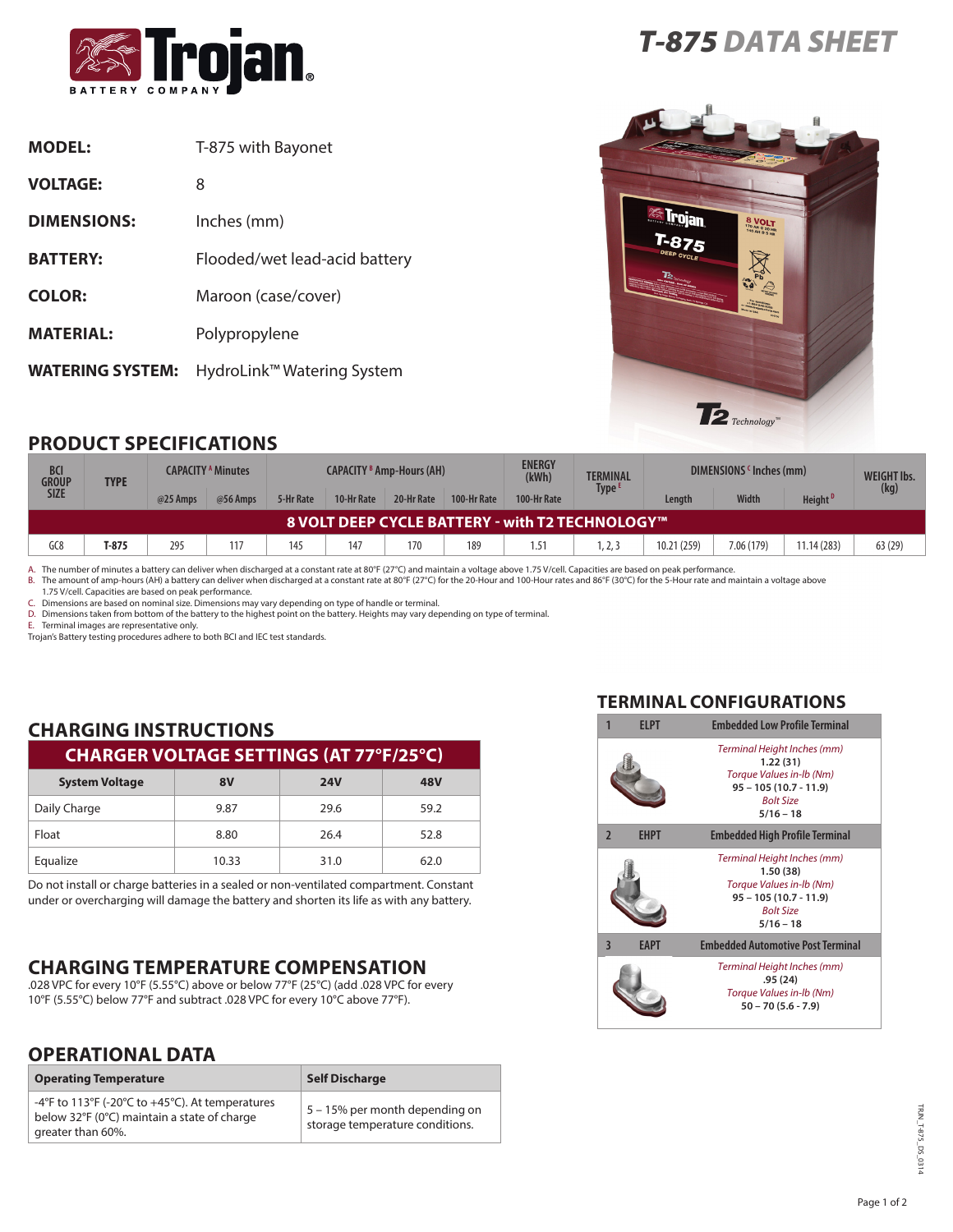# T-875 DATA SHEET

**MODEL:** T-875 with Bayonet

**VOLTAGE:** 8

**DIMENSIONS:** Inches (mm)

**BATTERY:** Flooded/wet lead-acid battery

**COLOR:** Maroon (case/cover)

**MATERIAL:** Polypropylene

**WATERING SYSTEM:** HydroLink™ Watering System

## PRODUCT SPECIFICATIONS

| BCI GROUP SIZE | TYPE | CAPACITY [A] Minutes | | CAPACITY [B] Amp-Hours (AH) | | | | ENERGY (kWh) | TERMINAL Type [E] | DIMENSIONS [C] Inches (mm) | | | WEIGHT lbs. (kg) |
|---|---|---|---|---|---|---|---|---|---|---|---|---|---|
| | | @25 Amps | @56 Amps | 5-Hr Rate | 10-Hr Rate | 20-Hr Rate | 100-Hr Rate | 100-Hr Rate | | Length | Width | Height [D] | |
| **8 VOLT DEEP CYCLE BATTERY - with T2 TECHNOLOGY™** | | | | | | | | | | | | | |
| GC8 | **T-875** | 295 | 117 | 145 | 147 | 170 | 189 | 1.51 | 1, 2, 3 | 10.21 (259) | 7.06 (179) | 11.14 (283) | 63 (29) |

A. The number of minutes a battery can deliver when discharged at a constant rate at 80°F (27°C) and maintain a voltage above 1.75 V/cell. Capacities are based on peak performance.
B. The amount of amp-hours (AH) a battery can deliver when discharged at a constant rate at 80°F (27°C) for the 20-Hour and 100-Hour rates and 86°F (30°C) for the 5-Hour rate and maintain a voltage above 1.75 V/cell. Capacities are based on peak performance.
C. Dimensions are based on nominal size. Dimensions may vary depending on type of handle or terminal.
D. Dimensions taken from bottom of the battery to the highest point on the battery. Heights may vary depending on type of terminal.
E. Terminal images are representative only.
Trojan's Battery testing procedures adhere to both BCI and IEC test standards.

## CHARGING INSTRUCTIONS

| CHARGER VOLTAGE SETTINGS (AT 77°F/25°C) | | | |
|---|---|---|---|
| **System Voltage** | **8V** | **24V** | **48V** |
| Daily Charge | 9.87 | 29.6 | 59.2 |
| Float | 8.80 | 26.4 | 52.8 |
| Equalize | 10.33 | 31.0 | 62.0 |

Do not install or charge batteries in a sealed or non-ventilated compartment. Constant under or overcharging will damage the battery and shorten its life as with any battery.

## CHARGING TEMPERATURE COMPENSATION

.028 VPC for every 10°F (5.55°C) above or below 77°F (25°C) (add .028 VPC for every 10°F (5.55°C) below 77°F and subtract .028 VPC for every 10°C above 77°F).

## OPERATIONAL DATA

| Operating Temperature | Self Discharge |
|---|---|
| -4°F to 113°F (-20°C to +45°C). At temperatures below 32°F (0°C) maintain a state of charge greater than 60%. | 5 – 15% per month depending on storage temperature conditions. |

## TERMINAL CONFIGURATIONS

| # | Code | Terminal | Specifications |
|---|---|---|---|
| 1 | ELPT | Embedded Low Profile Terminal | *Terminal Height Inches (mm)* **1.22 (31)**; *Torque Values in-lb (Nm)* **95 – 105 (10.7 - 11.9)**; *Bolt Size* **5/16 – 18** |
| 2 | EHPT | Embedded High Profile Terminal | *Terminal Height Inches (mm)* **1.50 (38)**; *Torque Values in-lb (Nm)* **95 – 105 (10.7 - 11.9)**; *Bolt Size* **5/16 – 18** |
| 3 | EAPT | Embedded Automotive Post Terminal | *Terminal Height Inches (mm)* **.95 (24)**; *Torque Values in-lb (Nm)* **50 – 70 (5.6 - 7.9)** |

TRJN_T-875_DS_0314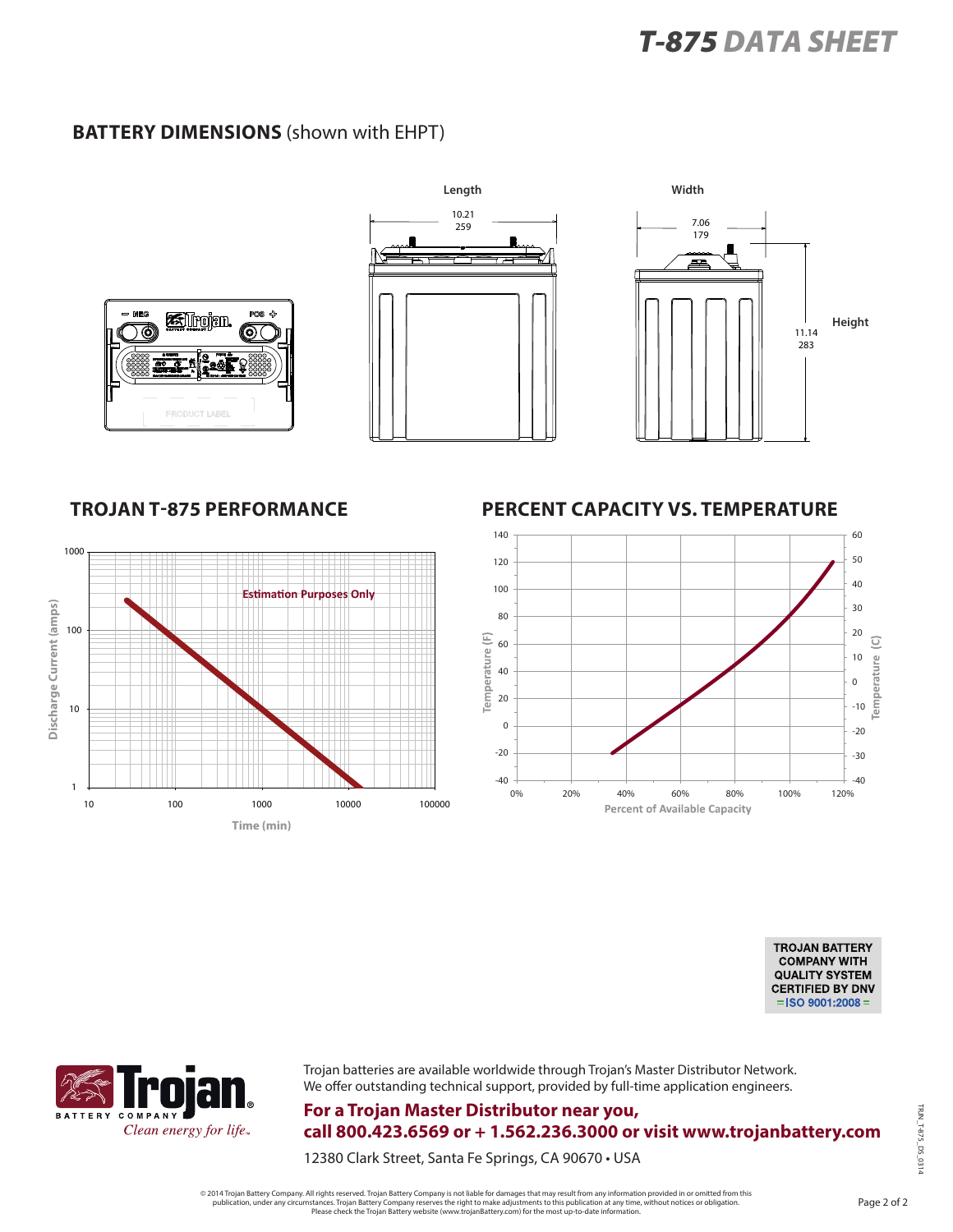# T-875 DATA SHEET

## BATTERY DIMENSIONS (shown with EHPT)

NEG
POS
PRODUCT LABEL

Length
10.21
259

Width
7.06
179

Height
11.14
283

## TROJAN T-875 PERFORMANCE

Estimation Purposes Only

Discharge Current (amps)
1000
100
10
1

Time (min)
10
100
1000
10000
100000

## PERCENT CAPACITY VS. TEMPERATURE

Temperature (F)
140
120
100
80
60
40
20
0
-20
-40

Temperature (C)
60
50
40
30
20
10
0
-10
-20
-30
-40

Percent of Available Capacity
0%
20%
40%
60%
80%
100%
120%

TROJAN BATTERY COMPANY WITH QUALITY SYSTEM CERTIFIED BY DNV
= ISO 9001:2008 =

Trojan BATTERY COMPANY
*Clean energy for life.*

Trojan batteries are available worldwide through Trojan's Master Distributor Network.
We offer outstanding technical support, provided by full-time application engineers.

**For a Trojan Master Distributor near you,**
**call 800.423.6569 or + 1.562.236.3000 or visit www.trojanbattery.com**

12380 Clark Street, Santa Fe Springs, CA 90670 • USA

TRJN_T-875_DS_0314

© 2014 Trojan Battery Company. All rights reserved. Trojan Battery Company is not liable for damages that may result from any information provided in or omitted from this publication, under any circumstances. Trojan Battery Company reserves the right to make adjustments to this publication at any time, without notices or obligation. Please check the Trojan Battery website (www.trojanBattery.com) for the most up-to-date information.